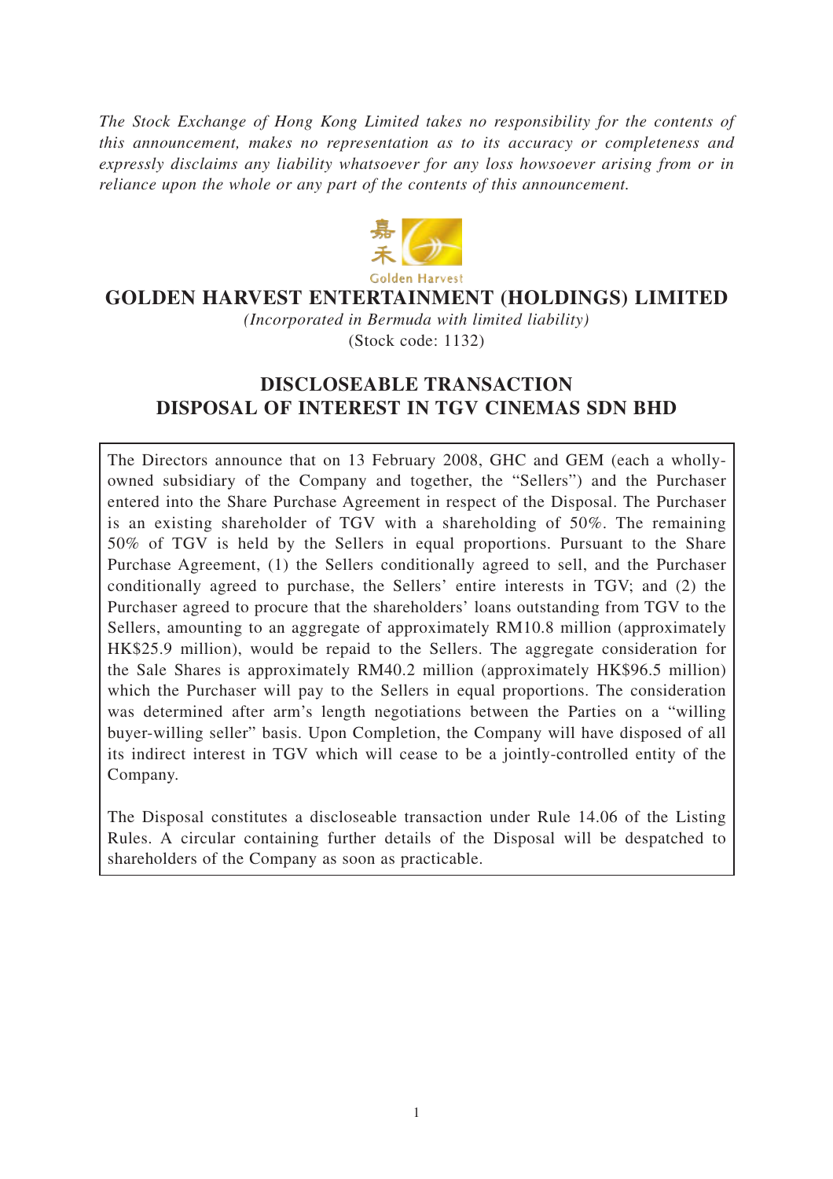*The Stock Exchange of Hong Kong Limited takes no responsibility for the contents of this announcement, makes no representation as to its accuracy or completeness and expressly disclaims any liability whatsoever for any loss howsoever arising from or in reliance upon the whole or any part of the contents of this announcement.*

嘉禾 Golden Harvest

# GOLDEN HARVEST ENTERTAINMENT (HOLDINGS) LIMITED

*(Incorporated in Bermuda with limited liability)*
(Stock code: 1132)

## DISCLOSEABLE TRANSACTION
## DISPOSAL OF INTEREST IN TGV CINEMAS SDN BHD

The Directors announce that on 13 February 2008, GHC and GEM (each a wholly-owned subsidiary of the Company and together, the "Sellers") and the Purchaser entered into the Share Purchase Agreement in respect of the Disposal. The Purchaser is an existing shareholder of TGV with a shareholding of 50%. The remaining 50% of TGV is held by the Sellers in equal proportions. Pursuant to the Share Purchase Agreement, (1) the Sellers conditionally agreed to sell, and the Purchaser conditionally agreed to purchase, the Sellers' entire interests in TGV; and (2) the Purchaser agreed to procure that the shareholders' loans outstanding from TGV to the Sellers, amounting to an aggregate of approximately RM10.8 million (approximately HK$25.9 million), would be repaid to the Sellers. The aggregate consideration for the Sale Shares is approximately RM40.2 million (approximately HK$96.5 million) which the Purchaser will pay to the Sellers in equal proportions. The consideration was determined after arm's length negotiations between the Parties on a "willing buyer-willing seller" basis. Upon Completion, the Company will have disposed of all its indirect interest in TGV which will cease to be a jointly-controlled entity of the Company.

The Disposal constitutes a discloseable transaction under Rule 14.06 of the Listing Rules. A circular containing further details of the Disposal will be despatched to shareholders of the Company as soon as practicable.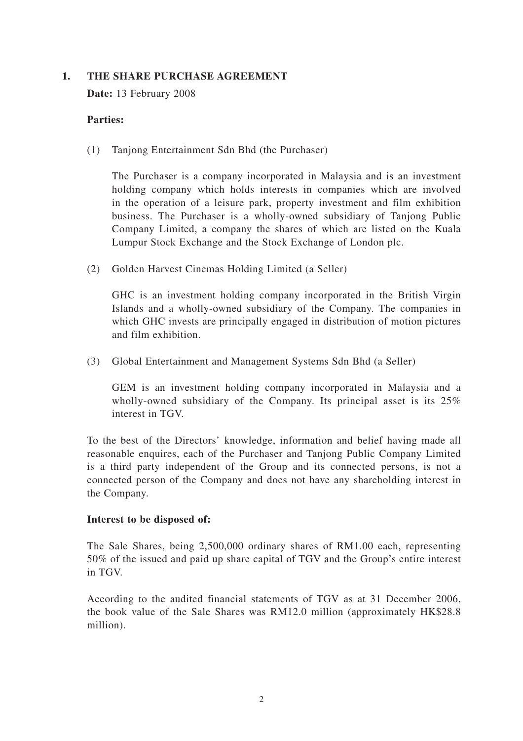## 1. THE SHARE PURCHASE AGREEMENT

**Date:** 13 February 2008

**Parties:**

(1) Tanjong Entertainment Sdn Bhd (the Purchaser)

The Purchaser is a company incorporated in Malaysia and is an investment holding company which holds interests in companies which are involved in the operation of a leisure park, property investment and film exhibition business. The Purchaser is a wholly-owned subsidiary of Tanjong Public Company Limited, a company the shares of which are listed on the Kuala Lumpur Stock Exchange and the Stock Exchange of London plc.

(2) Golden Harvest Cinemas Holding Limited (a Seller)

GHC is an investment holding company incorporated in the British Virgin Islands and a wholly-owned subsidiary of the Company. The companies in which GHC invests are principally engaged in distribution of motion pictures and film exhibition.

(3) Global Entertainment and Management Systems Sdn Bhd (a Seller)

GEM is an investment holding company incorporated in Malaysia and a wholly-owned subsidiary of the Company. Its principal asset is its 25% interest in TGV.

To the best of the Directors' knowledge, information and belief having made all reasonable enquires, each of the Purchaser and Tanjong Public Company Limited is a third party independent of the Group and its connected persons, is not a connected person of the Company and does not have any shareholding interest in the Company.

**Interest to be disposed of:**

The Sale Shares, being 2,500,000 ordinary shares of RM1.00 each, representing 50% of the issued and paid up share capital of TGV and the Group's entire interest in TGV.

According to the audited financial statements of TGV as at 31 December 2006, the book value of the Sale Shares was RM12.0 million (approximately HK$28.8 million).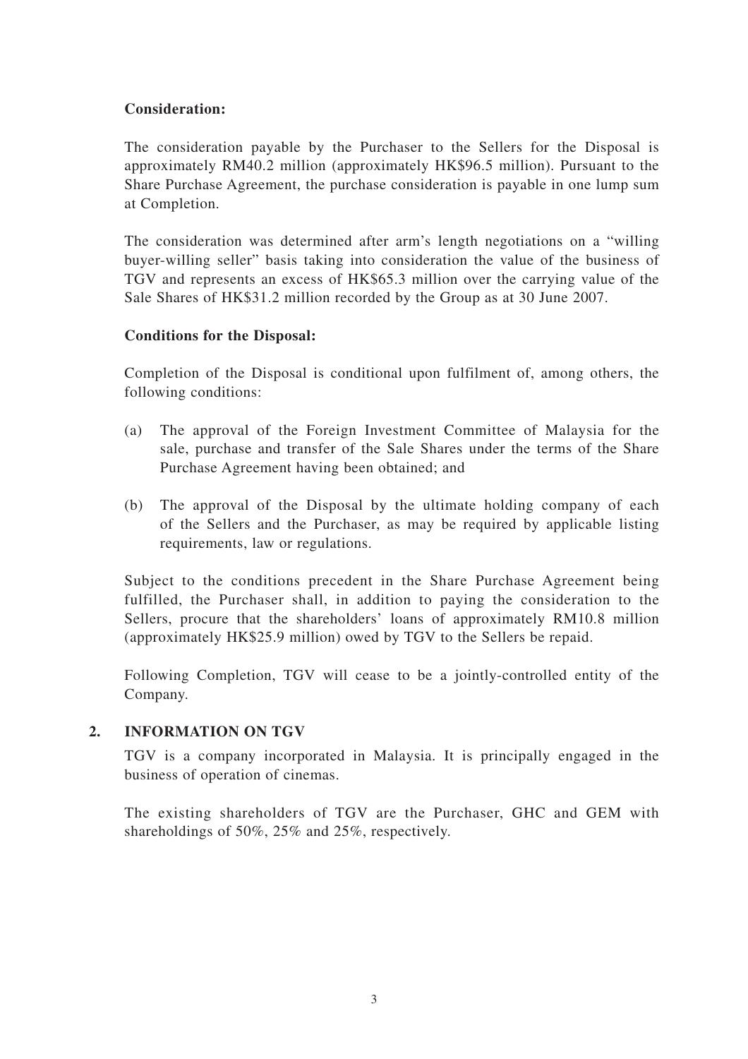**Consideration:**

The consideration payable by the Purchaser to the Sellers for the Disposal is approximately RM40.2 million (approximately HK$96.5 million). Pursuant to the Share Purchase Agreement, the purchase consideration is payable in one lump sum at Completion.

The consideration was determined after arm's length negotiations on a "willing buyer-willing seller" basis taking into consideration the value of the business of TGV and represents an excess of HK$65.3 million over the carrying value of the Sale Shares of HK$31.2 million recorded by the Group as at 30 June 2007.

**Conditions for the Disposal:**

Completion of the Disposal is conditional upon fulfilment of, among others, the following conditions:

(a) The approval of the Foreign Investment Committee of Malaysia for the sale, purchase and transfer of the Sale Shares under the terms of the Share Purchase Agreement having been obtained; and

(b) The approval of the Disposal by the ultimate holding company of each of the Sellers and the Purchaser, as may be required by applicable listing requirements, law or regulations.

Subject to the conditions precedent in the Share Purchase Agreement being fulfilled, the Purchaser shall, in addition to paying the consideration to the Sellers, procure that the shareholders' loans of approximately RM10.8 million (approximately HK$25.9 million) owed by TGV to the Sellers be repaid.

Following Completion, TGV will cease to be a jointly-controlled entity of the Company.

## 2. INFORMATION ON TGV

TGV is a company incorporated in Malaysia. It is principally engaged in the business of operation of cinemas.

The existing shareholders of TGV are the Purchaser, GHC and GEM with shareholdings of 50%, 25% and 25%, respectively.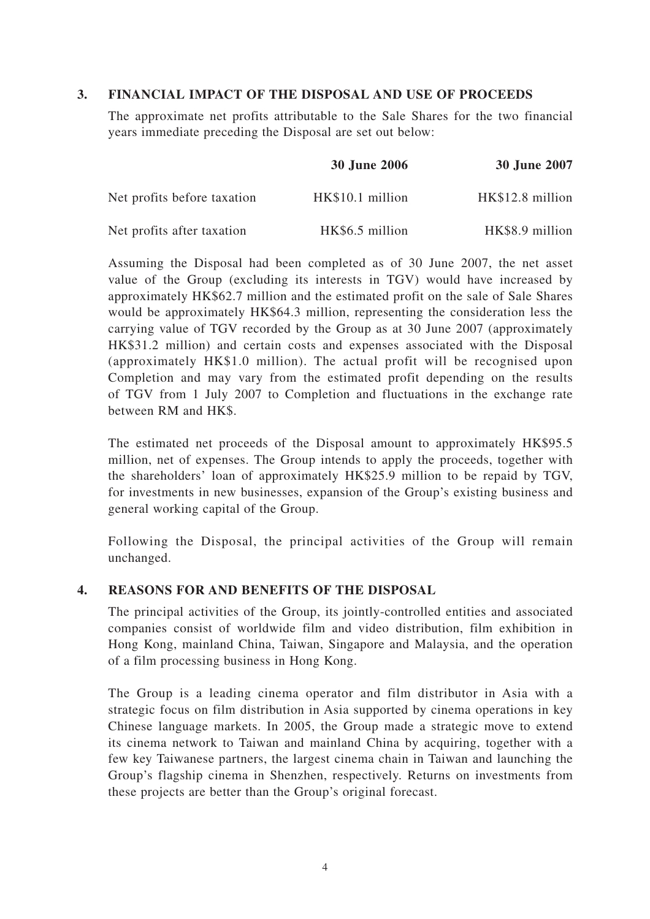## 3. FINANCIAL IMPACT OF THE DISPOSAL AND USE OF PROCEEDS

The approximate net profits attributable to the Sale Shares for the two financial years immediate preceding the Disposal are set out below:

| | 30 June 2006 | 30 June 2007 |
|---|---|---|
| Net profits before taxation | HK$10.1 million | HK$12.8 million |
| Net profits after taxation | HK$6.5 million | HK$8.9 million |

Assuming the Disposal had been completed as of 30 June 2007, the net asset value of the Group (excluding its interests in TGV) would have increased by approximately HK$62.7 million and the estimated profit on the sale of Sale Shares would be approximately HK$64.3 million, representing the consideration less the carrying value of TGV recorded by the Group as at 30 June 2007 (approximately HK$31.2 million) and certain costs and expenses associated with the Disposal (approximately HK$1.0 million). The actual profit will be recognised upon Completion and may vary from the estimated profit depending on the results of TGV from 1 July 2007 to Completion and fluctuations in the exchange rate between RM and HK$.

The estimated net proceeds of the Disposal amount to approximately HK$95.5 million, net of expenses. The Group intends to apply the proceeds, together with the shareholders' loan of approximately HK$25.9 million to be repaid by TGV, for investments in new businesses, expansion of the Group's existing business and general working capital of the Group.

Following the Disposal, the principal activities of the Group will remain unchanged.

## 4. REASONS FOR AND BENEFITS OF THE DISPOSAL

The principal activities of the Group, its jointly-controlled entities and associated companies consist of worldwide film and video distribution, film exhibition in Hong Kong, mainland China, Taiwan, Singapore and Malaysia, and the operation of a film processing business in Hong Kong.

The Group is a leading cinema operator and film distributor in Asia with a strategic focus on film distribution in Asia supported by cinema operations in key Chinese language markets. In 2005, the Group made a strategic move to extend its cinema network to Taiwan and mainland China by acquiring, together with a few key Taiwanese partners, the largest cinema chain in Taiwan and launching the Group's flagship cinema in Shenzhen, respectively. Returns on investments from these projects are better than the Group's original forecast.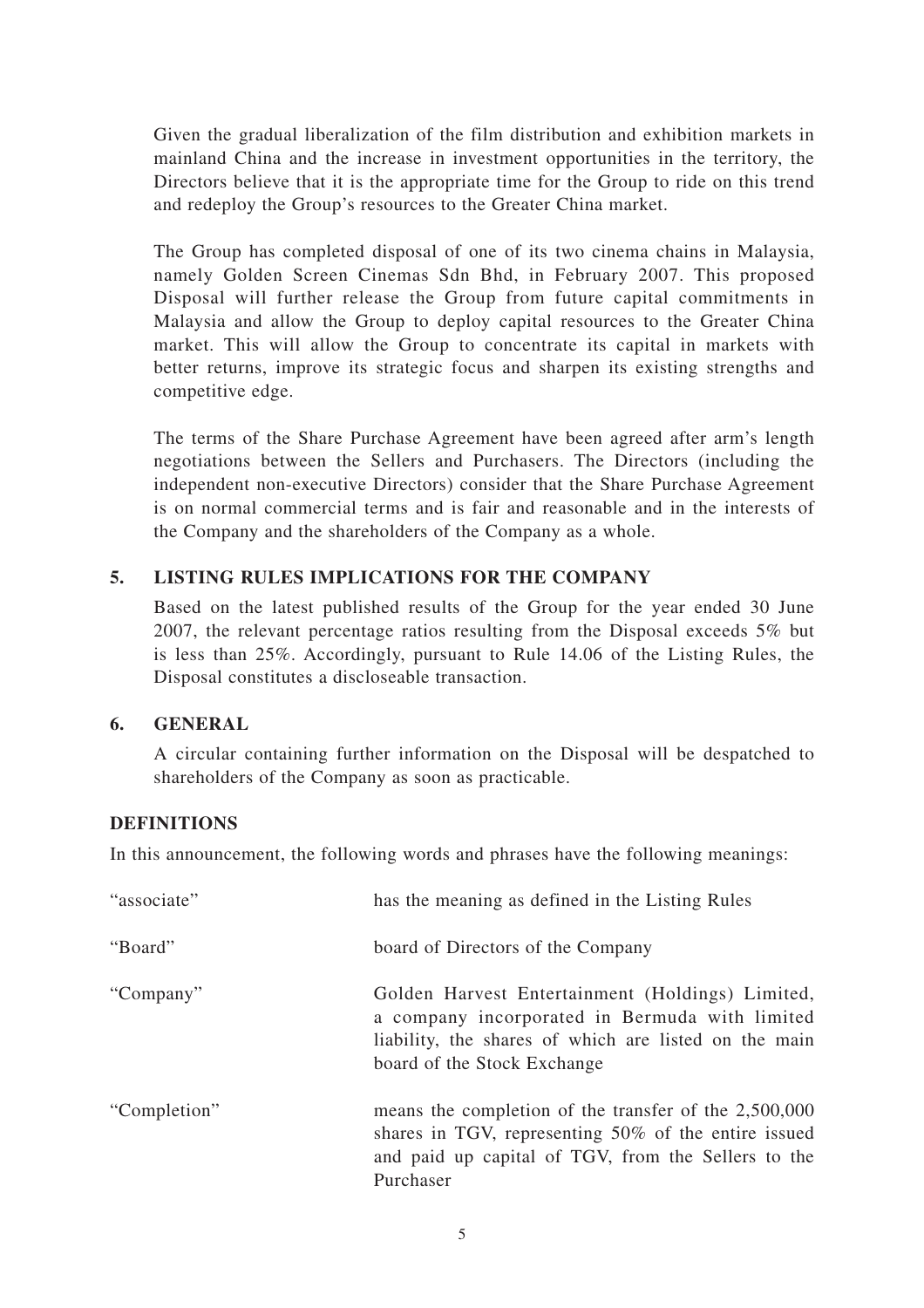Given the gradual liberalization of the film distribution and exhibition markets in mainland China and the increase in investment opportunities in the territory, the Directors believe that it is the appropriate time for the Group to ride on this trend and redeploy the Group's resources to the Greater China market.

The Group has completed disposal of one of its two cinema chains in Malaysia, namely Golden Screen Cinemas Sdn Bhd, in February 2007. This proposed Disposal will further release the Group from future capital commitments in Malaysia and allow the Group to deploy capital resources to the Greater China market. This will allow the Group to concentrate its capital in markets with better returns, improve its strategic focus and sharpen its existing strengths and competitive edge.

The terms of the Share Purchase Agreement have been agreed after arm's length negotiations between the Sellers and Purchasers. The Directors (including the independent non-executive Directors) consider that the Share Purchase Agreement is on normal commercial terms and is fair and reasonable and in the interests of the Company and the shareholders of the Company as a whole.

## 5. LISTING RULES IMPLICATIONS FOR THE COMPANY

Based on the latest published results of the Group for the year ended 30 June 2007, the relevant percentage ratios resulting from the Disposal exceeds 5% but is less than 25%. Accordingly, pursuant to Rule 14.06 of the Listing Rules, the Disposal constitutes a discloseable transaction.

## 6. GENERAL

A circular containing further information on the Disposal will be despatched to shareholders of the Company as soon as practicable.

## DEFINITIONS

In this announcement, the following words and phrases have the following meanings:

| | |
|---|---|
| "associate" | has the meaning as defined in the Listing Rules |
| "Board" | board of Directors of the Company |
| "Company" | Golden Harvest Entertainment (Holdings) Limited, a company incorporated in Bermuda with limited liability, the shares of which are listed on the main board of the Stock Exchange |
| "Completion" | means the completion of the transfer of the 2,500,000 shares in TGV, representing 50% of the entire issued and paid up capital of TGV, from the Sellers to the Purchaser |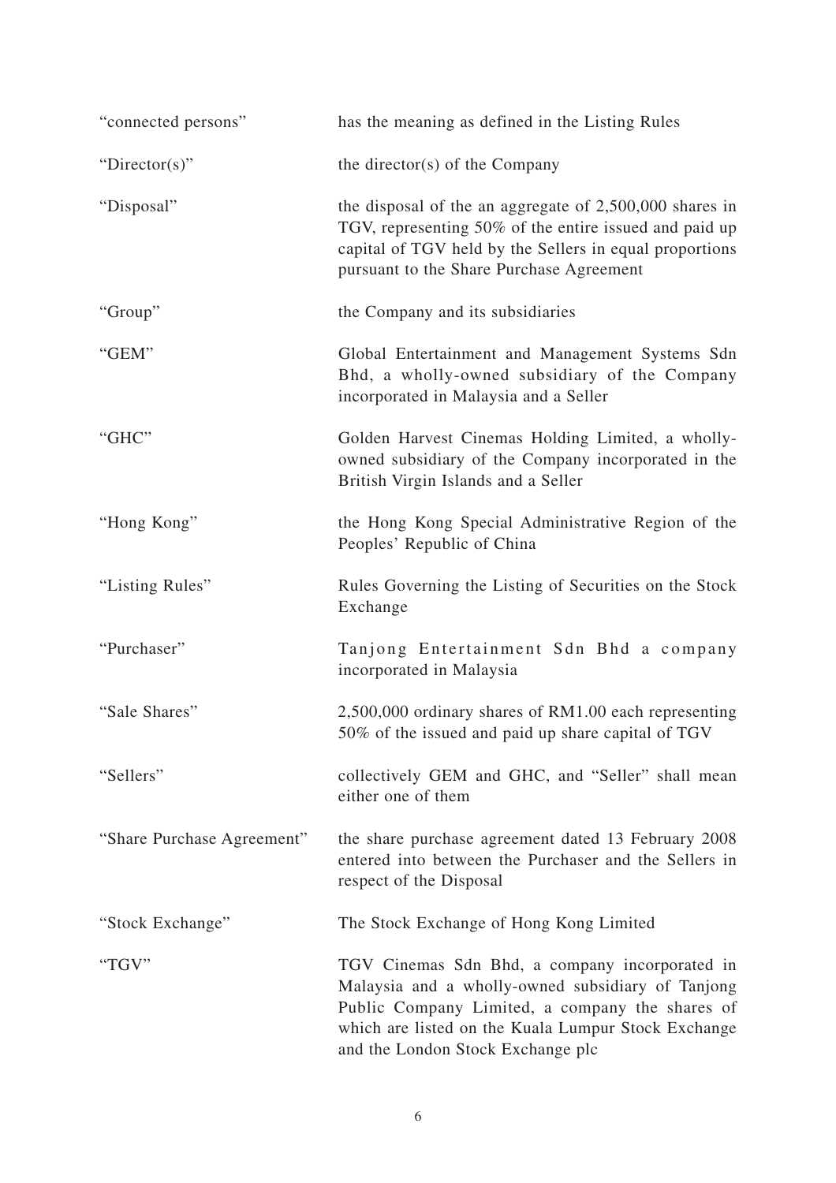| | |
|---|---|
| "connected persons" | has the meaning as defined in the Listing Rules |
| "Director(s)" | the director(s) of the Company |
| "Disposal" | the disposal of the an aggregate of 2,500,000 shares in TGV, representing 50% of the entire issued and paid up capital of TGV held by the Sellers in equal proportions pursuant to the Share Purchase Agreement |
| "Group" | the Company and its subsidiaries |
| "GEM" | Global Entertainment and Management Systems Sdn Bhd, a wholly-owned subsidiary of the Company incorporated in Malaysia and a Seller |
| "GHC" | Golden Harvest Cinemas Holding Limited, a wholly-owned subsidiary of the Company incorporated in the British Virgin Islands and a Seller |
| "Hong Kong" | the Hong Kong Special Administrative Region of the Peoples' Republic of China |
| "Listing Rules" | Rules Governing the Listing of Securities on the Stock Exchange |
| "Purchaser" | Tanjong Entertainment Sdn Bhd a company incorporated in Malaysia |
| "Sale Shares" | 2,500,000 ordinary shares of RM1.00 each representing 50% of the issued and paid up share capital of TGV |
| "Sellers" | collectively GEM and GHC, and "Seller" shall mean either one of them |
| "Share Purchase Agreement" | the share purchase agreement dated 13 February 2008 entered into between the Purchaser and the Sellers in respect of the Disposal |
| "Stock Exchange" | The Stock Exchange of Hong Kong Limited |
| "TGV" | TGV Cinemas Sdn Bhd, a company incorporated in Malaysia and a wholly-owned subsidiary of Tanjong Public Company Limited, a company the shares of which are listed on the Kuala Lumpur Stock Exchange and the London Stock Exchange plc |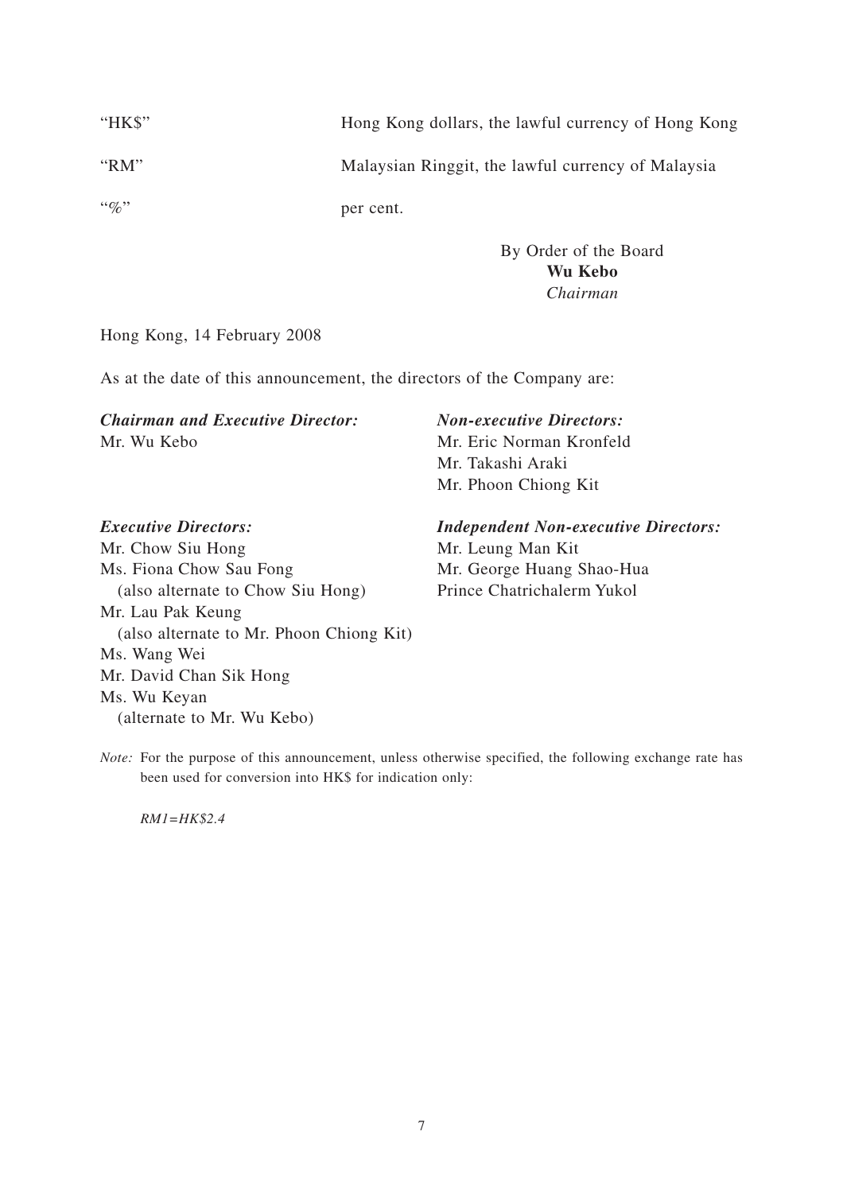| | |
|---|---|
| "HK$" | Hong Kong dollars, the lawful currency of Hong Kong |
| "RM" | Malaysian Ringgit, the lawful currency of Malaysia |
| "%" | per cent. |

By Order of the Board
**Wu Kebo**
*Chairman*

Hong Kong, 14 February 2008

As at the date of this announcement, the directors of the Company are:

***Chairman and Executive Director:***
Mr. Wu Kebo

***Non-executive Directors:***
Mr. Eric Norman Kronfeld
Mr. Takashi Araki
Mr. Phoon Chiong Kit

***Executive Directors:***
Mr. Chow Siu Hong
Ms. Fiona Chow Sau Fong
(also alternate to Chow Siu Hong)
Mr. Lau Pak Keung
(also alternate to Mr. Phoon Chiong Kit)
Ms. Wang Wei
Mr. David Chan Sik Hong
Ms. Wu Keyan
(alternate to Mr. Wu Kebo)

***Independent Non-executive Directors:***
Mr. Leung Man Kit
Mr. George Huang Shao-Hua
Prince Chatrichalerm Yukol

*Note:* For the purpose of this announcement, unless otherwise specified, the following exchange rate has been used for conversion into HK$ for indication only:

*RM1=HK$2.4*